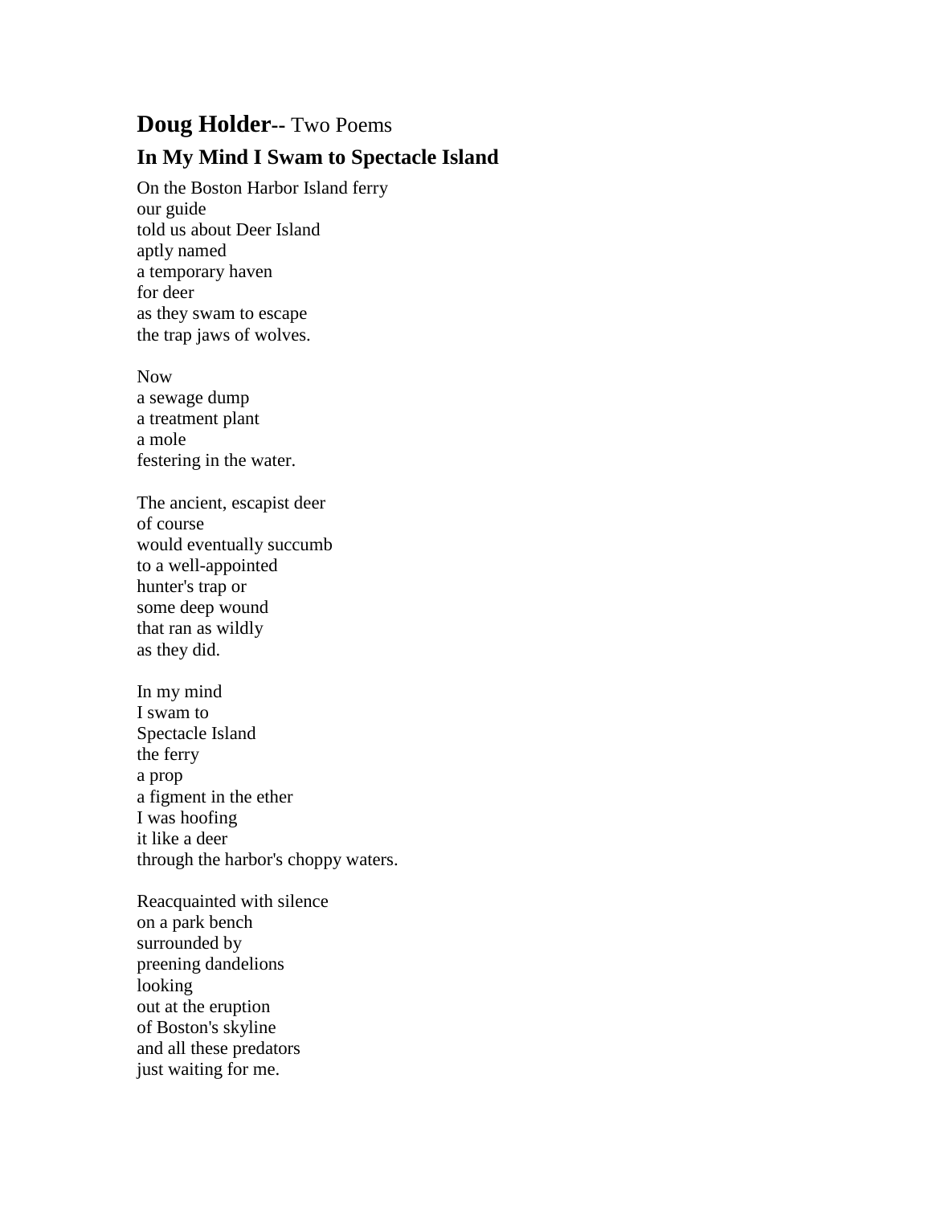# **Doug Holder**-- Two Poems

## In My Mind I Swam to Spectacle Island

On the Boston Harbor Island ferry  
our guide  
told us about Deer Island  
aptly named  
a temporary haven  
for deer  
as they swam to escape  
the trap jaws of wolves.

Now  
a sewage dump  
a treatment plant  
a mole  
festering in the water.

The ancient, escapist deer  
of course  
would eventually succumb  
to a well-appointed  
hunter's trap or  
some deep wound  
that ran as wildly  
as they did.

In my mind  
I swam to  
Spectacle Island  
the ferry  
a prop  
a figment in the ether  
I was hoofing  
it like a deer  
through the harbor's choppy waters.

Reacquainted with silence  
on a park bench  
surrounded by  
preening dandelions  
looking  
out at the eruption  
of Boston's skyline  
and all these predators  
just waiting for me.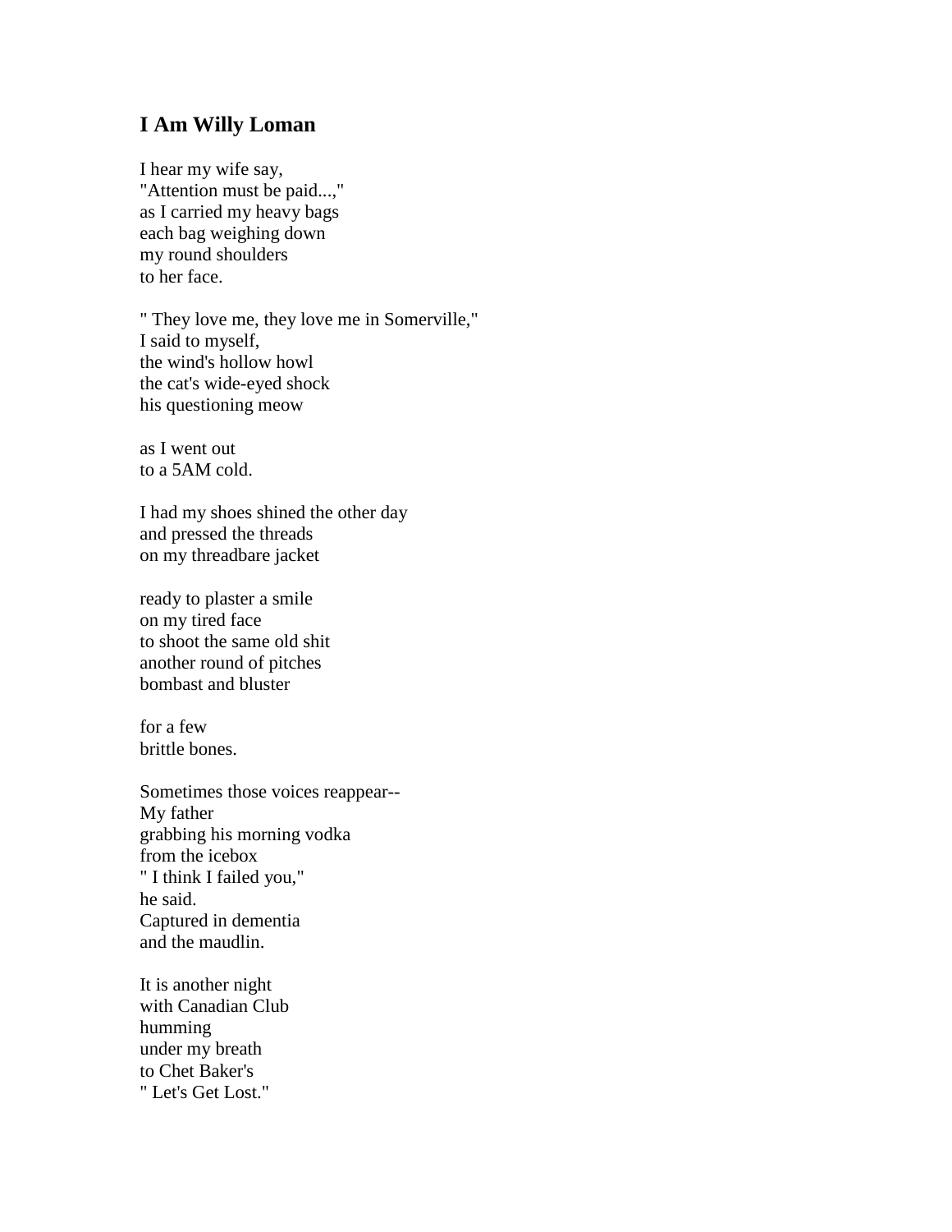## I Am Willy Loman

I hear my wife say,  
"Attention must be paid...,"  
as I carried my heavy bags  
each bag weighing down  
my round shoulders  
to her face.

" They love me, they love me in Somerville,"  
I said to myself,  
the wind's hollow howl  
the cat's wide-eyed shock  
his questioning meow

as I went out  
to a 5AM cold.

I had my shoes shined the other day  
and pressed the threads  
on my threadbare jacket

ready to plaster a smile  
on my tired face  
to shoot the same old shit  
another round of pitches  
bombast and bluster

for a few  
brittle bones.

Sometimes those voices reappear--  
My father  
grabbing his morning vodka  
from the icebox  
" I think I failed you,"  
he said.  
Captured in dementia  
and the maudlin.

It is another night  
with Canadian Club  
humming  
under my breath  
to Chet Baker's  
" Let's Get Lost."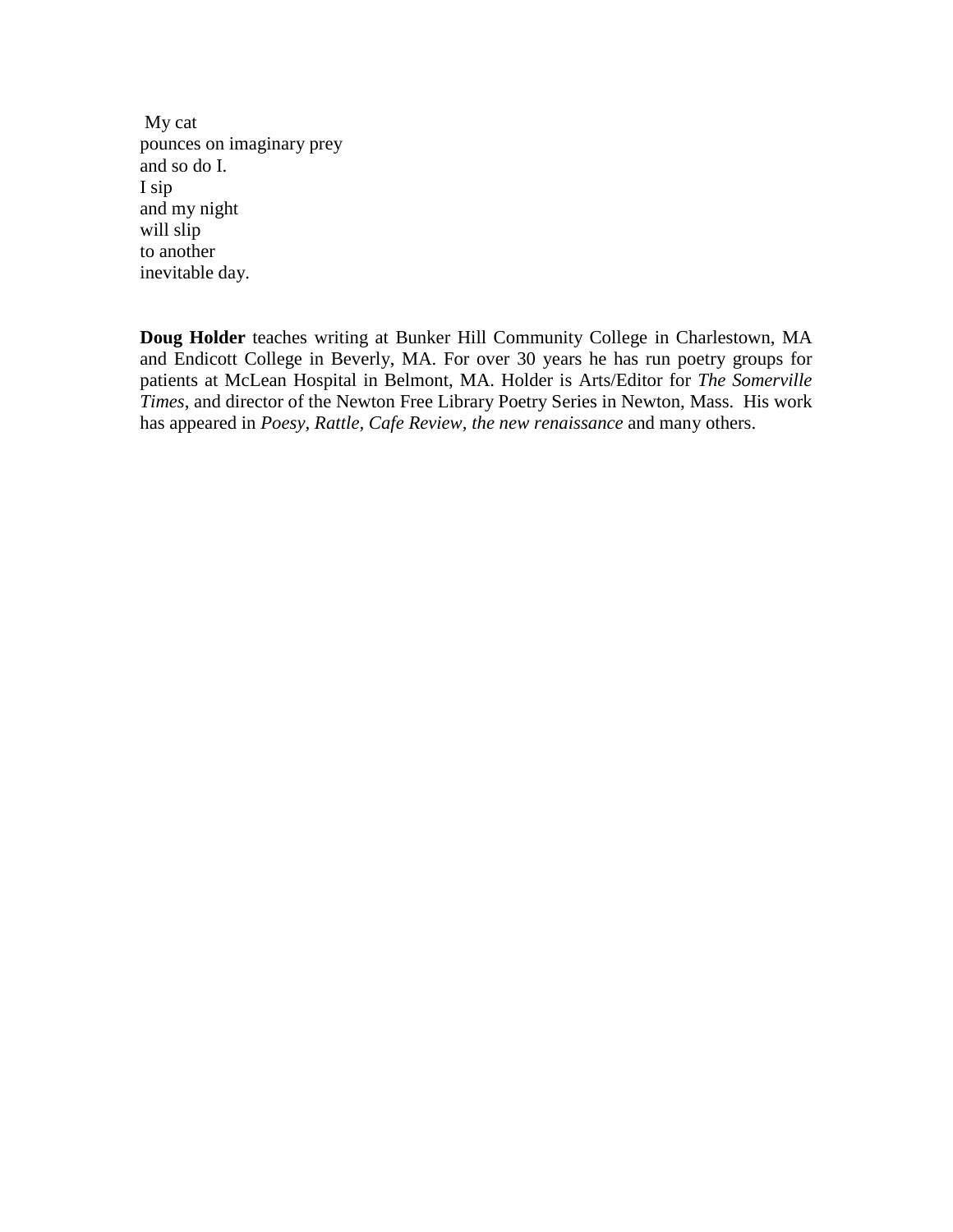My cat  
pounces on imaginary prey  
and so do I.  
I sip  
and my night  
will slip  
to another  
inevitable day.

**Doug Holder** teaches writing at Bunker Hill Community College in Charlestown, MA and Endicott College in Beverly, MA. For over 30 years he has run poetry groups for patients at McLean Hospital in Belmont, MA. Holder is Arts/Editor for *The Somerville Times*, and director of the Newton Free Library Poetry Series in Newton, Mass. His work has appeared in *Poesy, Rattle, Cafe Review, the new renaissance* and many others.